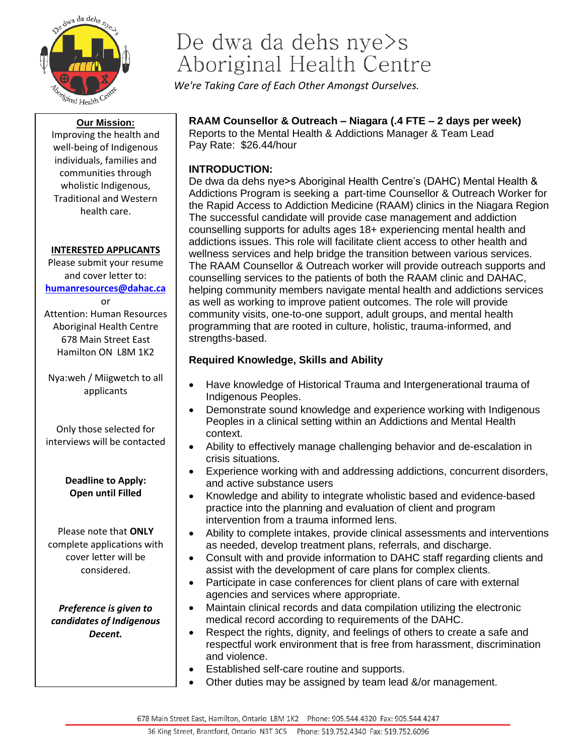# De dwa da dehs nye>s Aboriginal Health Centre

*We're Taking Care of Each Other Amongst Ourselves.*

**Our Mission:**

Improving the health and well-being of Indigenous individuals, families and communities through wholistic Indigenous, Traditional and Western health care.

**INTERESTED APPLICANTS**

Please submit your resume and cover letter to:

**humanresources@dahac.ca**

or

Attention: Human Resources
Aboriginal Health Centre
678 Main Street East
Hamilton ON L8M 1K2

Nya:weh / Miigwetch to all applicants

Only those selected for interviews will be contacted

**Deadline to Apply:**
**Open until Filled**

Please note that **ONLY** complete applications with cover letter will be considered.

***Preference is given to candidates of Indigenous Decent.***

## RAAM Counsellor & Outreach – Niagara (.4 FTE – 2 days per week)

Reports to the Mental Health & Addictions Manager & Team Lead
Pay Rate: $26.44/hour

### INTRODUCTION:

De dwa da dehs nye>s Aboriginal Health Centre's (DAHC) Mental Health & Addictions Program is seeking a part-time Counsellor & Outreach Worker for the Rapid Access to Addiction Medicine (RAAM) clinics in the Niagara Region The successful candidate will provide case management and addiction counselling supports for adults ages 18+ experiencing mental health and addictions issues. This role will facilitate client access to other health and wellness services and help bridge the transition between various services. The RAAM Counsellor & Outreach worker will provide outreach supports and counselling services to the patients of both the RAAM clinic and DAHAC, helping community members navigate mental health and addictions services as well as working to improve patient outcomes. The role will provide community visits, one-to-one support, adult groups, and mental health programming that are rooted in culture, holistic, trauma-informed, and strengths-based.

### Required Knowledge, Skills and Ability

- Have knowledge of Historical Trauma and Intergenerational trauma of Indigenous Peoples.
- Demonstrate sound knowledge and experience working with Indigenous Peoples in a clinical setting within an Addictions and Mental Health context.
- Ability to effectively manage challenging behavior and de-escalation in crisis situations.
- Experience working with and addressing addictions, concurrent disorders, and active substance users
- Knowledge and ability to integrate wholistic based and evidence-based practice into the planning and evaluation of client and program intervention from a trauma informed lens.
- Ability to complete intakes, provide clinical assessments and interventions as needed, develop treatment plans, referrals, and discharge.
- Consult with and provide information to DAHC staff regarding clients and assist with the development of care plans for complex clients.
- Participate in case conferences for client plans of care with external agencies and services where appropriate.
- Maintain clinical records and data compilation utilizing the electronic medical record according to requirements of the DAHC.
- Respect the rights, dignity, and feelings of others to create a safe and respectful work environment that is free from harassment, discrimination and violence.
- Established self-care routine and supports.
- Other duties may be assigned by team lead &/or management.

678 Main Street East, Hamilton, Ontario L8M 1K2 Phone: 905.544.4320 Fax: 905.544.4247
36 King Street, Brantford, Ontario N3T 3C5 Phone: 519.752.4340 Fax: 519.752.6096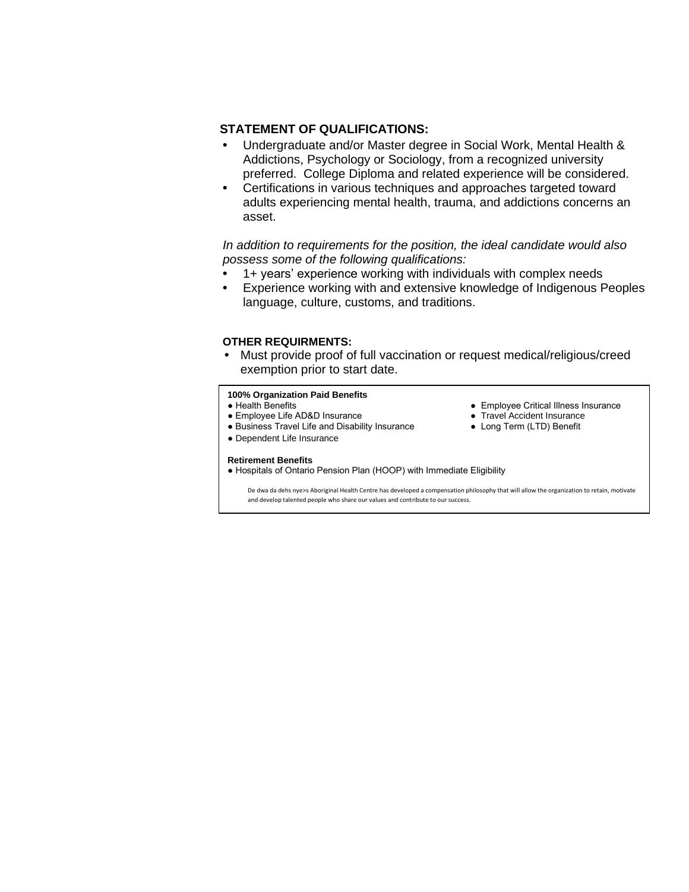## STATEMENT OF QUALIFICATIONS:

- Undergraduate and/or Master degree in Social Work, Mental Health & Addictions, Psychology or Sociology, from a recognized university preferred. College Diploma and related experience will be considered.
- Certifications in various techniques and approaches targeted toward adults experiencing mental health, trauma, and addictions concerns an asset.

*In addition to requirements for the position, the ideal candidate would also possess some of the following qualifications:*

- 1+ years' experience working with individuals with complex needs
- Experience working with and extensive knowledge of Indigenous Peoples language, culture, customs, and traditions.

### OTHER REQUIRMENTS:

- Must provide proof of full vaccination or request medical/religious/creed exemption prior to start date.

**100% Organization Paid Benefits**

- Health Benefits
- Employee Life AD&D Insurance
- Business Travel Life and Disability Insurance
- Dependent Life Insurance
- Employee Critical Illness Insurance
- Travel Accident Insurance
- Long Term (LTD) Benefit

**Retirement Benefits**

- Hospitals of Ontario Pension Plan (HOOP) with Immediate Eligibility

De dwa da dehs nye>s Aboriginal Health Centre has developed a compensation philosophy that will allow the organization to retain, motivate and develop talented people who share our values and contribute to our success.